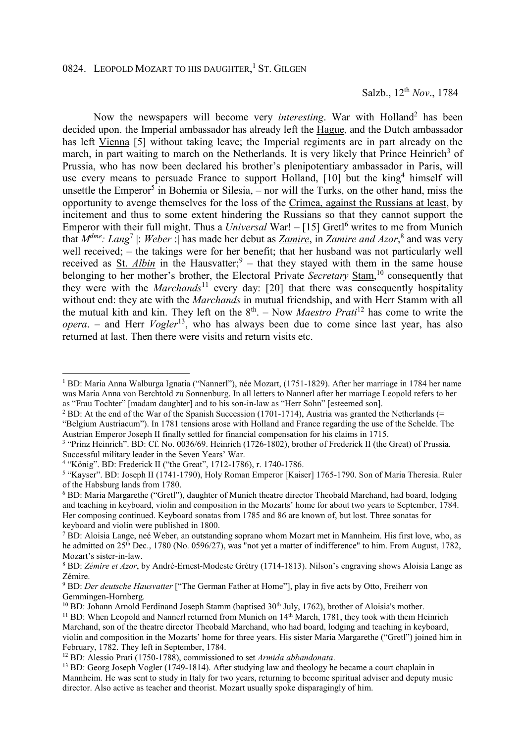# 0824. LEOPOLD MOZART TO HIS DAUGHTER,[1] ST. GILGEN

Salzb., 12th *Nov*., 1784

Now the newspapers will become very *interesting*. War with Holland[2] has been decided upon. the Imperial ambassador has already left the Hague, and the Dutch ambassador has left Vienna [5] without taking leave; the Imperial regiments are in part already on the march, in part waiting to march on the Netherlands. It is very likely that Prince Heinrich[3] of Prussia, who has now been declared his brother's plenipotentiary ambassador in Paris, will use every means to persuade France to support Holland, [10] but the king[4] himself will unsettle the Emperor[5] in Bohemia or Silesia, – nor will the Turks, on the other hand, miss the opportunity to avenge themselves for the loss of the Crimea, against the Russians at least, by incitement and thus to some extent hindering the Russians so that they cannot support the Emperor with their full might. Thus a *Universal* War! – [15] Gretl[6] writes to me from Munich that *Mdme: Lang*[7] |: *Weber* :| has made her debut as *Zamire*, in *Zamire and Azor*,[8] and was very well received; – the takings were for her benefit; that her husband was not particularly well received as St. *Albin* in the Hausvatter;[9] – that they stayed with them in the same house belonging to her mother's brother, the Electoral Private *Secretary* Stam,[10] consequently that they were with the *Marchands*[11] every day: [20] that there was consequently hospitality without end: they ate with the *Marchands* in mutual friendship, and with Herr Stamm with all the mutual kith and kin. They left on the 8th. – Now *Maestro Prati*[12] has come to write the *opera*. – and Herr *Vogler*[13], who has always been due to come since last year, has also returned at last. Then there were visits and return visits etc.

---

[1] BD: Maria Anna Walburga Ignatia ("Nannerl"), née Mozart, (1751-1829). After her marriage in 1784 her name was Maria Anna von Berchtold zu Sonnenburg. In all letters to Nannerl after her marriage Leopold refers to her as "Frau Tochter" [madam daughter] and to his son-in-law as "Herr Sohn" [esteemed son].

[2] BD: At the end of the War of the Spanish Succession (1701-1714), Austria was granted the Netherlands (= "Belgium Austriacum"). In 1781 tensions arose with Holland and France regarding the use of the Schelde. The Austrian Emperor Joseph II finally settled for financial compensation for his claims in 1715.

[3] "Prinz Heinrich". BD: Cf. No. 0036/69. Heinrich (1726-1802), brother of Frederick II (the Great) of Prussia. Successful military leader in the Seven Years' War.

[4] "König". BD: Frederick II ("the Great", 1712-1786), r. 1740-1786.

[5] "Kayser". BD: Joseph II (1741-1790), Holy Roman Emperor [Kaiser] 1765-1790. Son of Maria Theresia. Ruler of the Habsburg lands from 1780.

[6] BD: Maria Margarethe ("Gretl"), daughter of Munich theatre director Theobald Marchand, had board, lodging and teaching in keyboard, violin and composition in the Mozarts' home for about two years to September, 1784. Her composing continued. Keyboard sonatas from 1785 and 86 are known of, but lost. Three sonatas for keyboard and violin were published in 1800.

[7] BD: Aloisia Lange, neé Weber, an outstanding soprano whom Mozart met in Mannheim. His first love, who, as he admitted on 25th Dec., 1780 (No. 0596/27), was "not yet a matter of indifference" to him. From August, 1782, Mozart's sister-in-law.

[8] BD: *Zémire et Azor*, by André-Ernest-Modeste Grétry (1714-1813). Nilson's engraving shows Aloisia Lange as Zémire.

[9] BD: *Der deutsche Hausvatter* ["The German Father at Home"], play in five acts by Otto, Freiherr von Gemmingen-Hornberg.

[10] BD: Johann Arnold Ferdinand Joseph Stamm (baptised 30th July, 1762), brother of Aloisia's mother.

[11] BD: When Leopold and Nannerl returned from Munich on 14th March, 1781, they took with them Heinrich Marchand, son of the theatre director Theobald Marchand, who had board, lodging and teaching in keyboard, violin and composition in the Mozarts' home for three years. His sister Maria Margarethe ("Gretl") joined him in February, 1782. They left in September, 1784.

[12] BD: Alessio Prati (1750-1788), commissioned to set *Armida abbandonata*.

[13] BD: Georg Joseph Vogler (1749-1814). After studying law and theology he became a court chaplain in Mannheim. He was sent to study in Italy for two years, returning to become spiritual adviser and deputy music director. Also active as teacher and theorist. Mozart usually spoke disparagingly of him.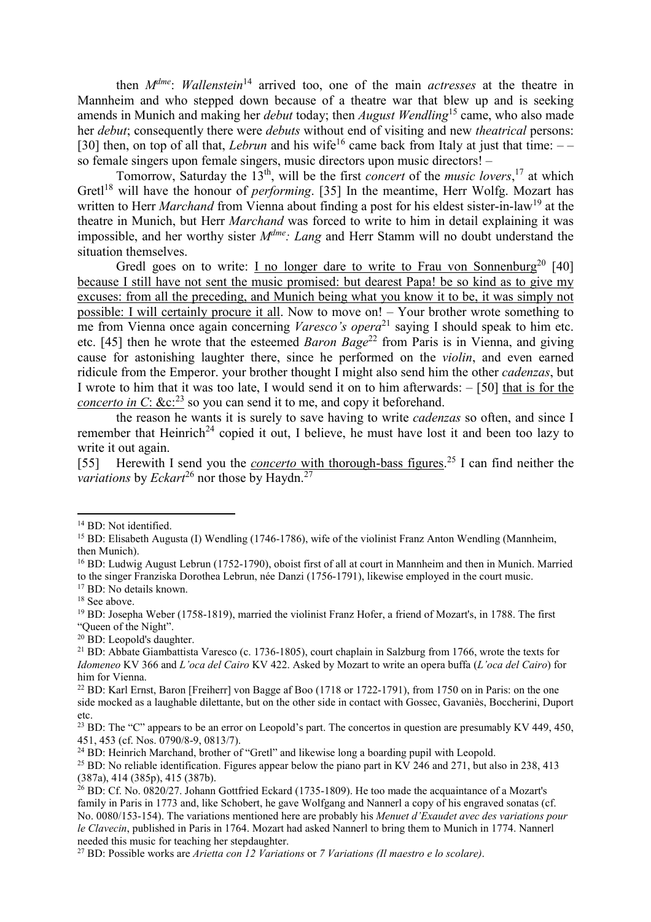then *M*[dme]: *Wallenstein*[14] arrived too, one of the main *actresses* at the theatre in Mannheim and who stepped down because of a theatre war that blew up and is seeking amends in Munich and making her *debut* today; then *August Wendling*[15] came, who also made her *debut*; consequently there were *debuts* without end of visiting and new *theatrical* persons: [30] then, on top of all that, *Lebrun* and his wife[16] came back from Italy at just that time: – – so female singers upon female singers, music directors upon music directors! –

Tomorrow, Saturday the 13[th], will be the first *concert* of the *music lovers*,[17] at which Gretl[18] will have the honour of *performing*. [35] In the meantime, Herr Wolfg. Mozart has written to Herr *Marchand* from Vienna about finding a post for his eldest sister-in-law[19] at the theatre in Munich, but Herr *Marchand* was forced to write to him in detail explaining it was impossible, and her worthy sister *M*[dme]*: Lang* and Herr Stamm will no doubt understand the situation themselves.

Gredl goes on to write: <u>I no longer dare to write to Frau von Sonnenburg</u>[20] [40] <u>because I still have not sent the music promised: but dearest Papa! be so kind as to give my excuses: from all the preceding, and Munich being what you know it to be, it was simply not possible: I will certainly procure it all</u>. Now to move on! – Your brother wrote something to me from Vienna once again concerning *Varesco's opera*[21] saying I should speak to him etc. etc. [45] then he wrote that the esteemed *Baron Bage*[22] from Paris is in Vienna, and giving cause for astonishing laughter there, since he performed on the *violin*, and even earned ridicule from the Emperor. your brother thought I might also send him the other *cadenzas*, but I wrote to him that it was too late, I would send it on to him afterwards: – [50] <u>that is for the *concerto in C*: &c:</u>[23] so you can send it to me, and copy it beforehand.

the reason he wants it is surely to save having to write *cadenzas* so often, and since I remember that Heinrich[24] copied it out, I believe, he must have lost it and been too lazy to write it out again.

[55] Herewith I send you the <u>*concerto* with thorough-bass figures</u>.[25] I can find neither the *variations* by *Eckart*[26] nor those by Haydn.[27]

---

[14] BD: Not identified.

[15] BD: Elisabeth Augusta (I) Wendling (1746-1786), wife of the violinist Franz Anton Wendling (Mannheim, then Munich).

[16] BD: Ludwig August Lebrun (1752-1790), oboist first of all at court in Mannheim and then in Munich. Married to the singer Franziska Dorothea Lebrun, née Danzi (1756-1791), likewise employed in the court music.

[17] BD: No details known.

[18] See above.

[19] BD: Josepha Weber (1758-1819), married the violinist Franz Hofer, a friend of Mozart's, in 1788. The first "Queen of the Night".

[20] BD: Leopold's daughter.

[21] BD: Abbate Giambattista Varesco (c. 1736-1805), court chaplain in Salzburg from 1766, wrote the texts for *Idomeneo* KV 366 and *L'oca del Cairo* KV 422. Asked by Mozart to write an opera buffa (*L'oca del Cairo*) for him for Vienna.

[22] BD: Karl Ernst, Baron [Freiherr] von Bagge af Boo (1718 or 1722-1791), from 1750 on in Paris: on the one side mocked as a laughable dilettante, but on the other side in contact with Gossec, Gavaniès, Boccherini, Duport etc.

[23] BD: The "C" appears to be an error on Leopold's part. The concertos in question are presumably KV 449, 450, 451, 453 (cf. Nos. 0790/8-9, 0813/7).

[24] BD: Heinrich Marchand, brother of "Gretl" and likewise long a boarding pupil with Leopold.

[25] BD: No reliable identification. Figures appear below the piano part in KV 246 and 271, but also in 238, 413 (387a), 414 (385p), 415 (387b).

[26] BD: Cf. No. 0820/27. Johann Gottfried Eckard (1735-1809). He too made the acquaintance of a Mozart's family in Paris in 1773 and, like Schobert, he gave Wolfgang and Nannerl a copy of his engraved sonatas (cf. No. 0080/153-154). The variations mentioned here are probably his *Menuet d'Exaudet avec des variations pour le Clavecin*, published in Paris in 1764. Mozart had asked Nannerl to bring them to Munich in 1774. Nannerl needed this music for teaching her stepdaughter.

[27] BD: Possible works are *Arietta con 12 Variations* or *7 Variations (Il maestro e lo scolare)*.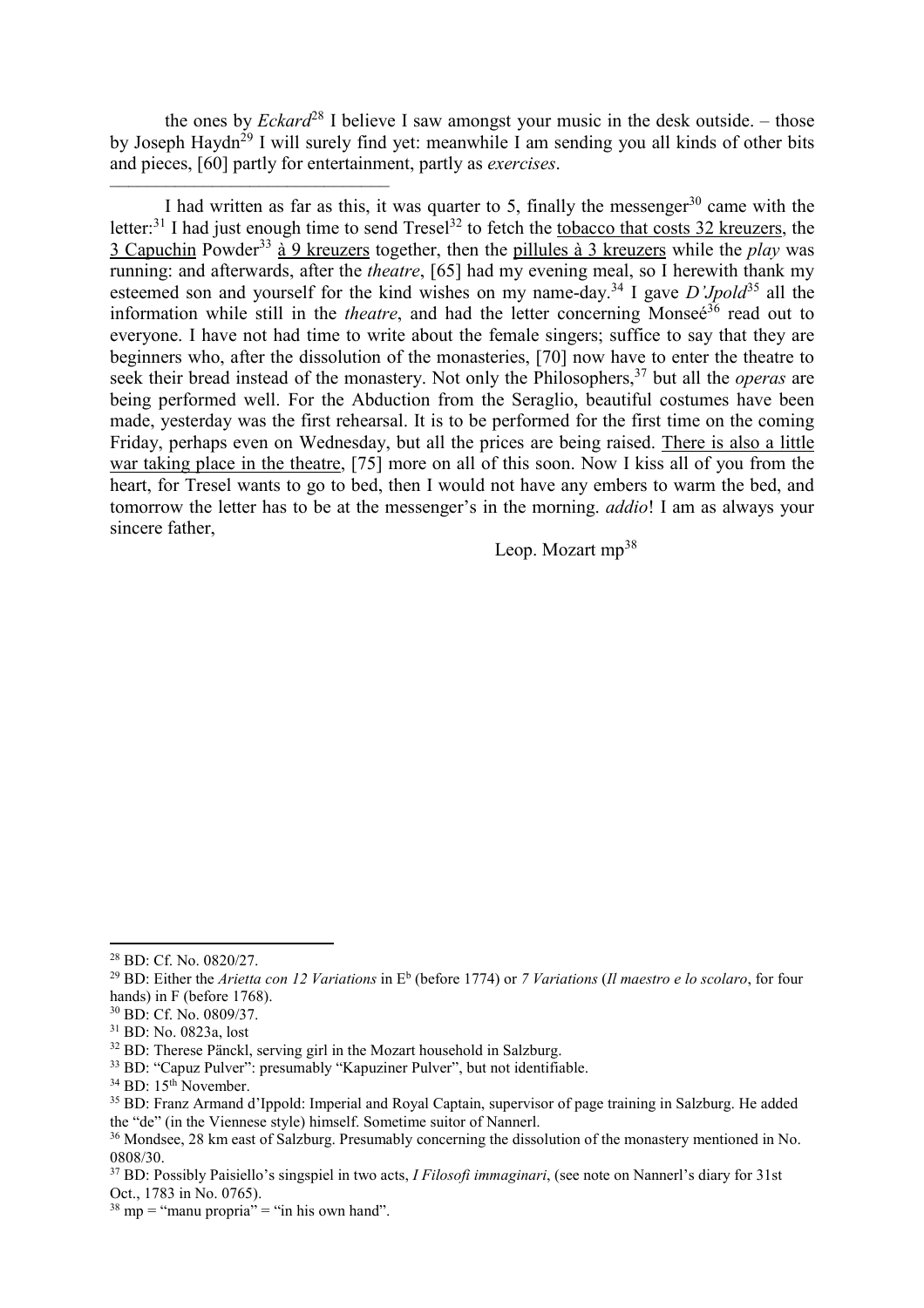the ones by *Eckard*[28] I believe I saw amongst your music in the desk outside. – those by Joseph Haydn[29] I will surely find yet: meanwhile I am sending you all kinds of other bits and pieces, [60] partly for entertainment, partly as *exercises*.

---

I had written as far as this, it was quarter to 5, finally the messenger[30] came with the letter:[31] I had just enough time to send Tresel[32] to fetch the <u>tobacco that costs 32 kreuzers</u>, the <u>3 Capuchin</u> Powder[33] <u>à 9 kreuzers</u> together, then the <u>pillules à 3 kreuzers</u> while the *play* was running: and afterwards, after the *theatre*, [65] had my evening meal, so I herewith thank my esteemed son and yourself for the kind wishes on my name-day.[34] I gave *D'Jpold*[35] all the information while still in the *theatre*, and had the letter concerning Monseé[36] read out to everyone. I have not had time to write about the female singers; suffice to say that they are beginners who, after the dissolution of the monasteries, [70] now have to enter the theatre to seek their bread instead of the monastery. Not only the Philosophers,[37] but all the *operas* are being performed well. For the Abduction from the Seraglio, beautiful costumes have been made, yesterday was the first rehearsal. It is to be performed for the first time on the coming Friday, perhaps even on Wednesday, but all the prices are being raised. <u>There is also a little war taking place in the theatre</u>, [75] more on all of this soon. Now I kiss all of you from the heart, for Tresel wants to go to bed, then I would not have any embers to warm the bed, and tomorrow the letter has to be at the messenger's in the morning. *addio*! I am as always your sincere father,

Leop. Mozart mp[38]

---

[28] BD: Cf. No. 0820/27.

[29] BD: Either the *Arietta con 12 Variations* in $E^b$ (before 1774) or *7 Variations* (*Il maestro e lo scolaro*, for four hands) in F (before 1768).

[30] BD: Cf. No. 0809/37.

[31] BD: No. 0823a, lost

[32] BD: Therese Pänckl, serving girl in the Mozart household in Salzburg.

[33] BD: "Capuz Pulver": presumably "Kapuziner Pulver", but not identifiable.

[34] BD: 15th November.

[35] BD: Franz Armand d'Ippold: Imperial and Royal Captain, supervisor of page training in Salzburg. He added the "de" (in the Viennese style) himself. Sometime suitor of Nannerl.

[36] Mondsee, 28 km east of Salzburg. Presumably concerning the dissolution of the monastery mentioned in No. 0808/30.

[37] BD: Possibly Paisiello's singspiel in two acts, *I Filosofi immaginari*, (see note on Nannerl's diary for 31st Oct., 1783 in No. 0765).

[38] mp = "manu propria" = "in his own hand".